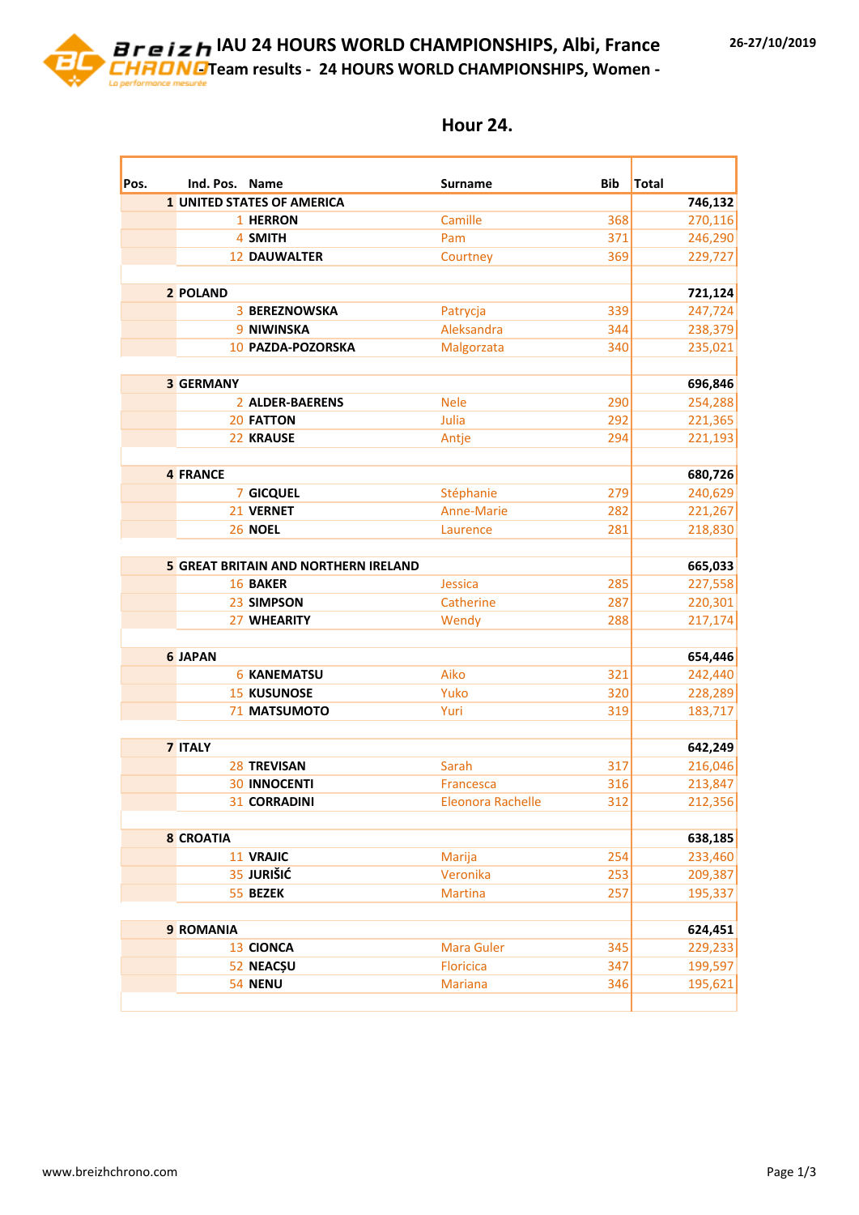# IAU 24 HOURS WORLD CHAMPIONSHIPS, Albi, France

26-27/10/2019

## - Team results - 24 HOURS WORLD CHAMPIONSHIPS, Women -

### Hour 24.

| Pos. | Ind. Pos. | Name | Surname | Bib | Total |
|---|---|---|---|---|---|
| 1 | | UNITED STATES OF AMERICA | | | 746,132 |
| | 1 | HERRON | Camille | 368 | 270,116 |
| | 4 | SMITH | Pam | 371 | 246,290 |
| | 12 | DAUWALTER | Courtney | 369 | 229,727 |
| 2 | | POLAND | | | 721,124 |
| | 3 | BEREZNOWSKA | Patrycja | 339 | 247,724 |
| | 9 | NIWINSKA | Aleksandra | 344 | 238,379 |
| | 10 | PAZDA-POZORSKA | Malgorzata | 340 | 235,021 |
| 3 | | GERMANY | | | 696,846 |
| | 2 | ALDER-BAERENS | Nele | 290 | 254,288 |
| | 20 | FATTON | Julia | 292 | 221,365 |
| | 22 | KRAUSE | Antje | 294 | 221,193 |
| 4 | | FRANCE | | | 680,726 |
| | 7 | GICQUEL | Stéphanie | 279 | 240,629 |
| | 21 | VERNET | Anne-Marie | 282 | 221,267 |
| | 26 | NOEL | Laurence | 281 | 218,830 |
| 5 | | GREAT BRITAIN AND NORTHERN IRELAND | | | 665,033 |
| | 16 | BAKER | Jessica | 285 | 227,558 |
| | 23 | SIMPSON | Catherine | 287 | 220,301 |
| | 27 | WHEARITY | Wendy | 288 | 217,174 |
| 6 | | JAPAN | | | 654,446 |
| | 6 | KANEMATSU | Aiko | 321 | 242,440 |
| | 15 | KUSUNOSE | Yuko | 320 | 228,289 |
| | 71 | MATSUMOTO | Yuri | 319 | 183,717 |
| 7 | | ITALY | | | 642,249 |
| | 28 | TREVISAN | Sarah | 317 | 216,046 |
| | 30 | INNOCENTI | Francesca | 316 | 213,847 |
| | 31 | CORRADINI | Eleonora Rachelle | 312 | 212,356 |
| 8 | | CROATIA | | | 638,185 |
| | 11 | VRAJIC | Marija | 254 | 233,460 |
| | 35 | JURIŠIĆ | Veronika | 253 | 209,387 |
| | 55 | BEZEK | Martina | 257 | 195,337 |
| 9 | | ROMANIA | | | 624,451 |
| | 13 | CIONCA | Mara Guler | 345 | 229,233 |
| | 52 | NEACŞU | Floricica | 347 | 199,597 |
| | 54 | NENU | Mariana | 346 | 195,621 |

www.breizhchrono.com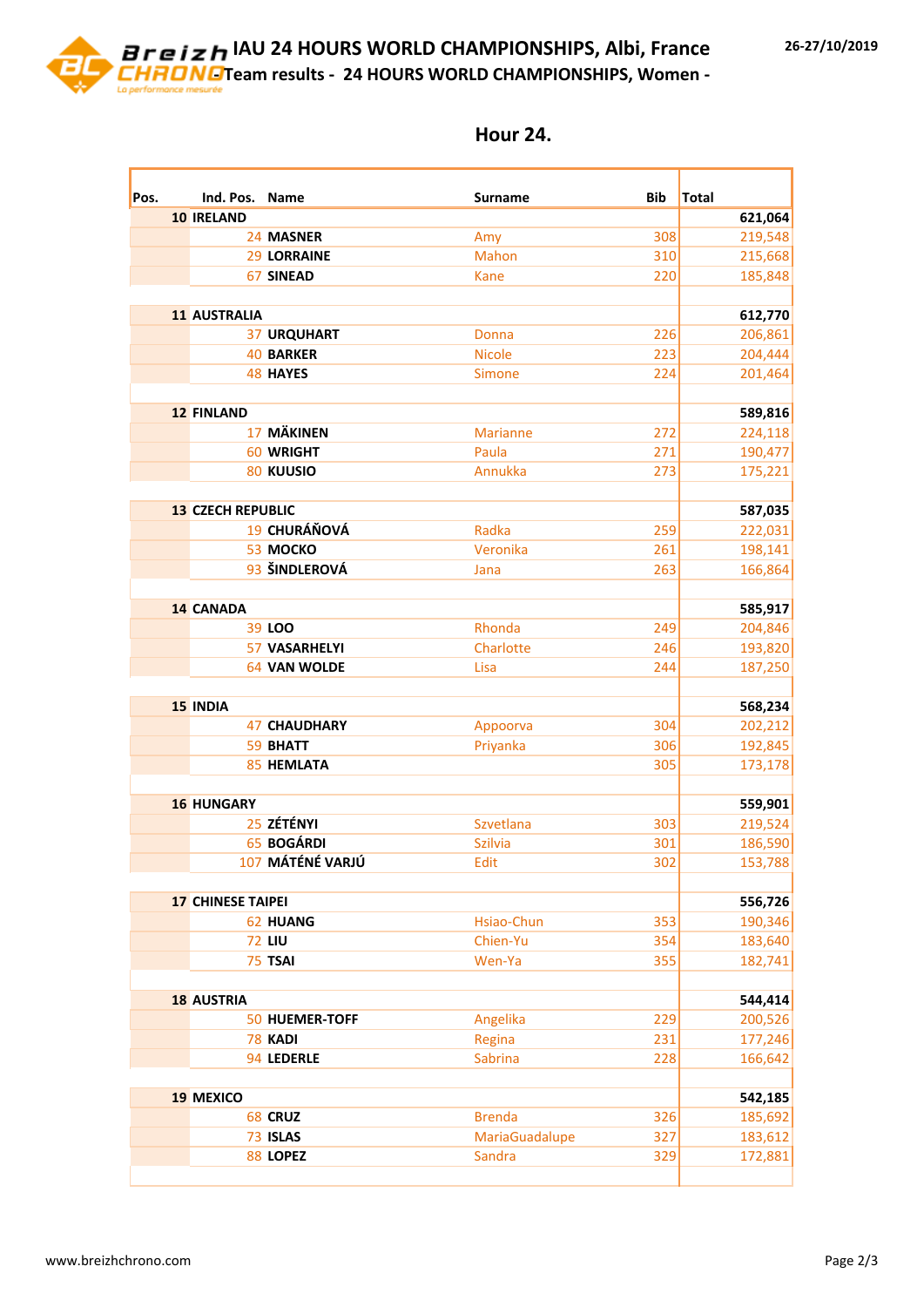# IAU 24 HOURS WORLD CHAMPIONSHIPS, Albi, France

26-27/10/2019

## - Team results - 24 HOURS WORLD CHAMPIONSHIPS, Women -

### Hour 24.

| Pos. | Ind. Pos. | Name | Surname | Bib | Total |
|---|---|---|---|---|---|
| 10 | IRELAND | | | | 621,064 |
| | 24 | MASNER | Amy | 308 | 219,548 |
| | 29 | LORRAINE | Mahon | 310 | 215,668 |
| | 67 | SINEAD | Kane | 220 | 185,848 |
| 11 | AUSTRALIA | | | | 612,770 |
| | 37 | URQUHART | Donna | 226 | 206,861 |
| | 40 | BARKER | Nicole | 223 | 204,444 |
| | 48 | HAYES | Simone | 224 | 201,464 |
| 12 | FINLAND | | | | 589,816 |
| | 17 | MÄKINEN | Marianne | 272 | 224,118 |
| | 60 | WRIGHT | Paula | 271 | 190,477 |
| | 80 | KUUSIO | Annukka | 273 | 175,221 |
| 13 | CZECH REPUBLIC | | | | 587,035 |
| | 19 | CHURÁŇOVÁ | Radka | 259 | 222,031 |
| | 53 | MOCKO | Veronika | 261 | 198,141 |
| | 93 | ŠINDLEROVÁ | Jana | 263 | 166,864 |
| 14 | CANADA | | | | 585,917 |
| | 39 | LOO | Rhonda | 249 | 204,846 |
| | 57 | VASARHELYI | Charlotte | 246 | 193,820 |
| | 64 | VAN WOLDE | Lisa | 244 | 187,250 |
| 15 | INDIA | | | | 568,234 |
| | 47 | CHAUDHARY | Appoorva | 304 | 202,212 |
| | 59 | BHATT | Priyanka | 306 | 192,845 |
| | 85 | HEMLATA | | 305 | 173,178 |
| 16 | HUNGARY | | | | 559,901 |
| | 25 | ZÉTÉNYI | Szvetlana | 303 | 219,524 |
| | 65 | BOGÁRDI | Szilvia | 301 | 186,590 |
| | 107 | MÁTÉNÉ VARJÚ | Edit | 302 | 153,788 |
| 17 | CHINESE TAIPEI | | | | 556,726 |
| | 62 | HUANG | Hsiao-Chun | 353 | 190,346 |
| | 72 | LIU | Chien-Yu | 354 | 183,640 |
| | 75 | TSAI | Wen-Ya | 355 | 182,741 |
| 18 | AUSTRIA | | | | 544,414 |
| | 50 | HUEMER-TOFF | Angelika | 229 | 200,526 |
| | 78 | KADI | Regina | 231 | 177,246 |
| | 94 | LEDERLE | Sabrina | 228 | 166,642 |
| 19 | MEXICO | | | | 542,185 |
| | 68 | CRUZ | Brenda | 326 | 185,692 |
| | 73 | ISLAS | MariaGuadalupe | 327 | 183,612 |
| | 88 | LOPEZ | Sandra | 329 | 172,881 |

www.breizhchrono.com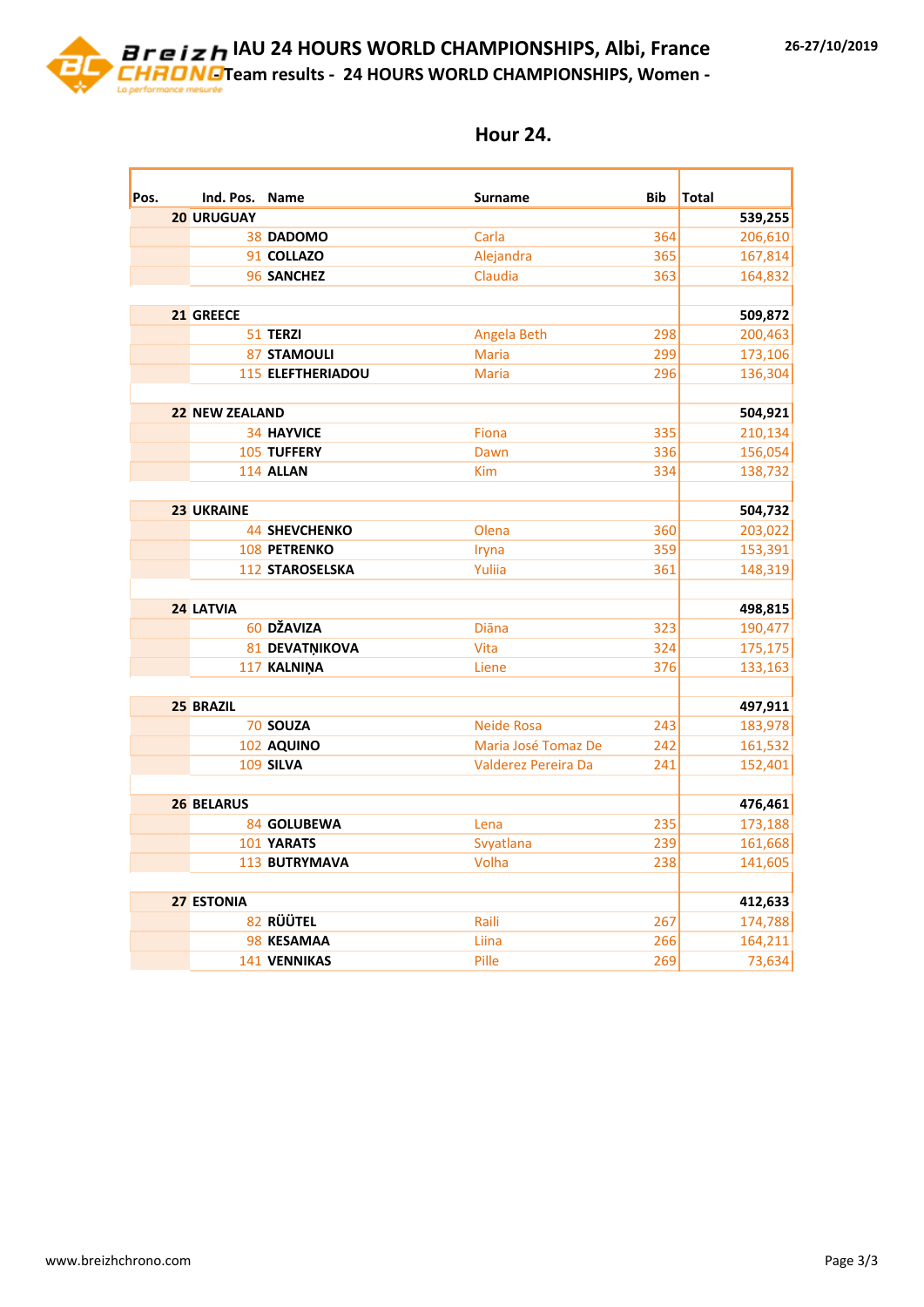# IAU 24 HOURS WORLD CHAMPIONSHIPS, Albi, France

**- Team results - 24 HOURS WORLD CHAMPIONSHIPS, Women -**

26-27/10/2019

## Hour 24.

| Pos. | Ind. Pos. | Name | Surname | Bib | Total |
|---|---|---|---|---|---|
| **20** | **URUGUAY** | | | | **539,255** |
| | 38 | **DADOMO** | Carla | 364 | 206,610 |
| | 91 | **COLLAZO** | Alejandra | 365 | 167,814 |
| | 96 | **SANCHEZ** | Claudia | 363 | 164,832 |
| **21** | **GREECE** | | | | **509,872** |
| | 51 | **TERZI** | Angela Beth | 298 | 200,463 |
| | 87 | **STAMOULI** | Maria | 299 | 173,106 |
| | 115 | **ELEFTHERIADOU** | Maria | 296 | 136,304 |
| **22** | **NEW ZEALAND** | | | | **504,921** |
| | 34 | **HAYVICE** | Fiona | 335 | 210,134 |
| | 105 | **TUFFERY** | Dawn | 336 | 156,054 |
| | 114 | **ALLAN** | Kim | 334 | 138,732 |
| **23** | **UKRAINE** | | | | **504,732** |
| | 44 | **SHEVCHENKO** | Olena | 360 | 203,022 |
| | 108 | **PETRENKO** | Iryna | 359 | 153,391 |
| | 112 | **STAROSELSKA** | Yuliia | 361 | 148,319 |
| **24** | **LATVIA** | | | | **498,815** |
| | 60 | **DŽAVIZA** | Diāna | 323 | 190,477 |
| | 81 | **DEVATŅIKOVA** | Vita | 324 | 175,175 |
| | 117 | **KALNIŅA** | Liene | 376 | 133,163 |
| **25** | **BRAZIL** | | | | **497,911** |
| | 70 | **SOUZA** | Neide Rosa | 243 | 183,978 |
| | 102 | **AQUINO** | Maria José Tomaz De | 242 | 161,532 |
| | 109 | **SILVA** | Valderez Pereira Da | 241 | 152,401 |
| **26** | **BELARUS** | | | | **476,461** |
| | 84 | **GOLUBEWA** | Lena | 235 | 173,188 |
| | 101 | **YARATS** | Svyatlana | 239 | 161,668 |
| | 113 | **BUTRYMAVA** | Volha | 238 | 141,605 |
| **27** | **ESTONIA** | | | | **412,633** |
| | 82 | **RÜÜTEL** | Raili | 267 | 174,788 |
| | 98 | **KESAMAA** | Liina | 266 | 164,211 |
| | 141 | **VENNIKAS** | Pille | 269 | 73,634 |

www.breizhchrono.com